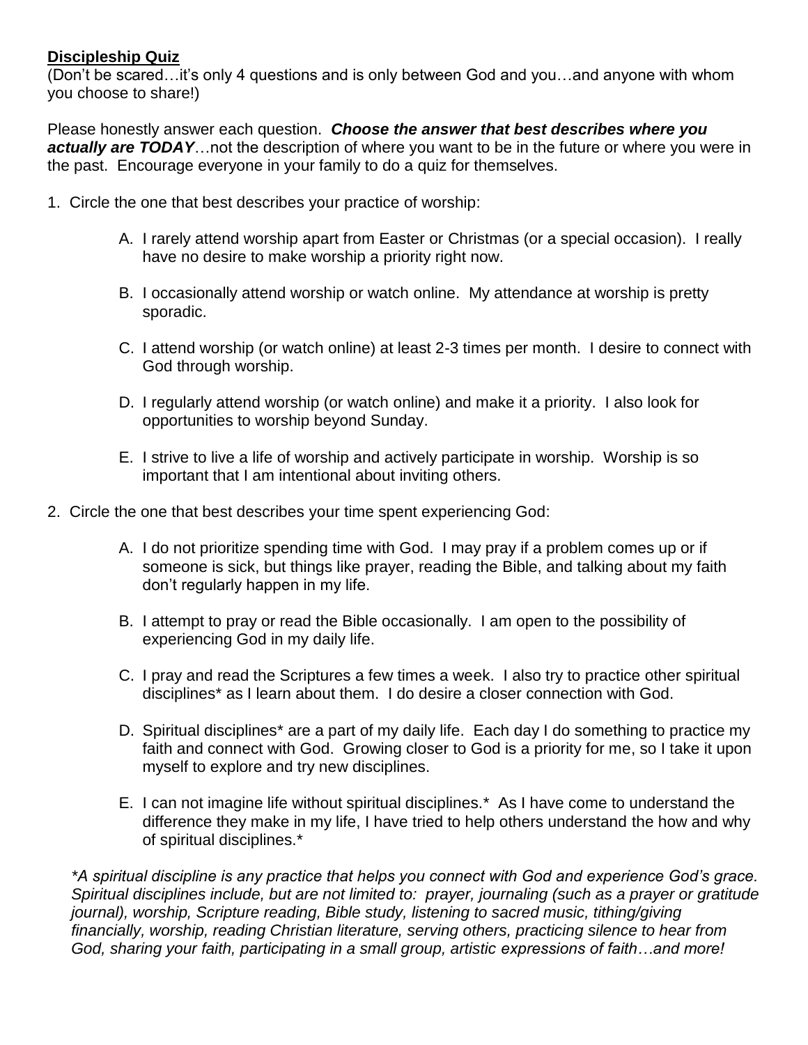**Discipleship Quiz**
(Don't be scared…it's only 4 questions and is only between God and you…and anyone with whom you choose to share!)

Please honestly answer each question. ***Choose the answer that best describes where you actually are TODAY***…not the description of where you want to be in the future or where you were in the past. Encourage everyone in your family to do a quiz for themselves.

1. Circle the one that best describes your practice of worship:

   A. I rarely attend worship apart from Easter or Christmas (or a special occasion). I really have no desire to make worship a priority right now.

   B. I occasionally attend worship or watch online. My attendance at worship is pretty sporadic.

   C. I attend worship (or watch online) at least 2-3 times per month. I desire to connect with God through worship.

   D. I regularly attend worship (or watch online) and make it a priority. I also look for opportunities to worship beyond Sunday.

   E. I strive to live a life of worship and actively participate in worship. Worship is so important that I am intentional about inviting others.

2. Circle the one that best describes your time spent experiencing God:

   A. I do not prioritize spending time with God. I may pray if a problem comes up or if someone is sick, but things like prayer, reading the Bible, and talking about my faith don't regularly happen in my life.

   B. I attempt to pray or read the Bible occasionally. I am open to the possibility of experiencing God in my daily life.

   C. I pray and read the Scriptures a few times a week. I also try to practice other spiritual disciplines* as I learn about them. I do desire a closer connection with God.

   D. Spiritual disciplines* are a part of my daily life. Each day I do something to practice my faith and connect with God. Growing closer to God is a priority for me, so I take it upon myself to explore and try new disciplines.

   E. I can not imagine life without spiritual disciplines.* As I have come to understand the difference they make in my life, I have tried to help others understand the how and why of spiritual disciplines.*

*\*A spiritual discipline is any practice that helps you connect with God and experience God's grace. Spiritual disciplines include, but are not limited to: prayer, journaling (such as a prayer or gratitude journal), worship, Scripture reading, Bible study, listening to sacred music, tithing/giving financially, worship, reading Christian literature, serving others, practicing silence to hear from God, sharing your faith, participating in a small group, artistic expressions of faith…and more!*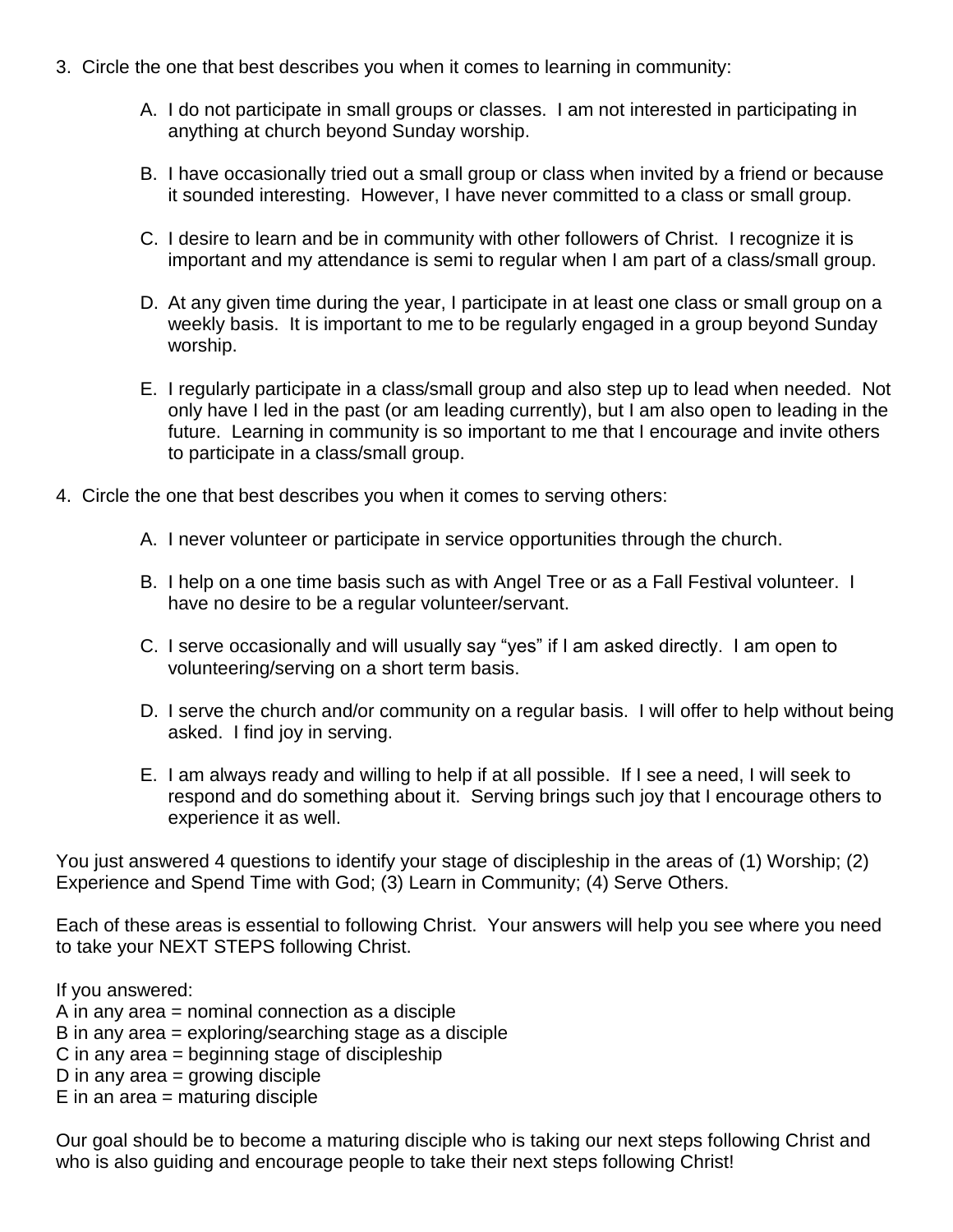3. Circle the one that best describes you when it comes to learning in community:

    A. I do not participate in small groups or classes. I am not interested in participating in anything at church beyond Sunday worship.

    B. I have occasionally tried out a small group or class when invited by a friend or because it sounded interesting. However, I have never committed to a class or small group.

    C. I desire to learn and be in community with other followers of Christ. I recognize it is important and my attendance is semi to regular when I am part of a class/small group.

    D. At any given time during the year, I participate in at least one class or small group on a weekly basis. It is important to me to be regularly engaged in a group beyond Sunday worship.

    E. I regularly participate in a class/small group and also step up to lead when needed. Not only have I led in the past (or am leading currently), but I am also open to leading in the future. Learning in community is so important to me that I encourage and invite others to participate in a class/small group.

4. Circle the one that best describes you when it comes to serving others:

    A. I never volunteer or participate in service opportunities through the church.

    B. I help on a one time basis such as with Angel Tree or as a Fall Festival volunteer. I have no desire to be a regular volunteer/servant.

    C. I serve occasionally and will usually say "yes" if I am asked directly. I am open to volunteering/serving on a short term basis.

    D. I serve the church and/or community on a regular basis. I will offer to help without being asked. I find joy in serving.

    E. I am always ready and willing to help if at all possible. If I see a need, I will seek to respond and do something about it. Serving brings such joy that I encourage others to experience it as well.

You just answered 4 questions to identify your stage of discipleship in the areas of (1) Worship; (2) Experience and Spend Time with God; (3) Learn in Community; (4) Serve Others.

Each of these areas is essential to following Christ. Your answers will help you see where you need to take your NEXT STEPS following Christ.

If you answered:
A in any area = nominal connection as a disciple
B in any area = exploring/searching stage as a disciple
C in any area = beginning stage of discipleship
D in any area = growing disciple
E in an area = maturing disciple

Our goal should be to become a maturing disciple who is taking our next steps following Christ and who is also guiding and encourage people to take their next steps following Christ!